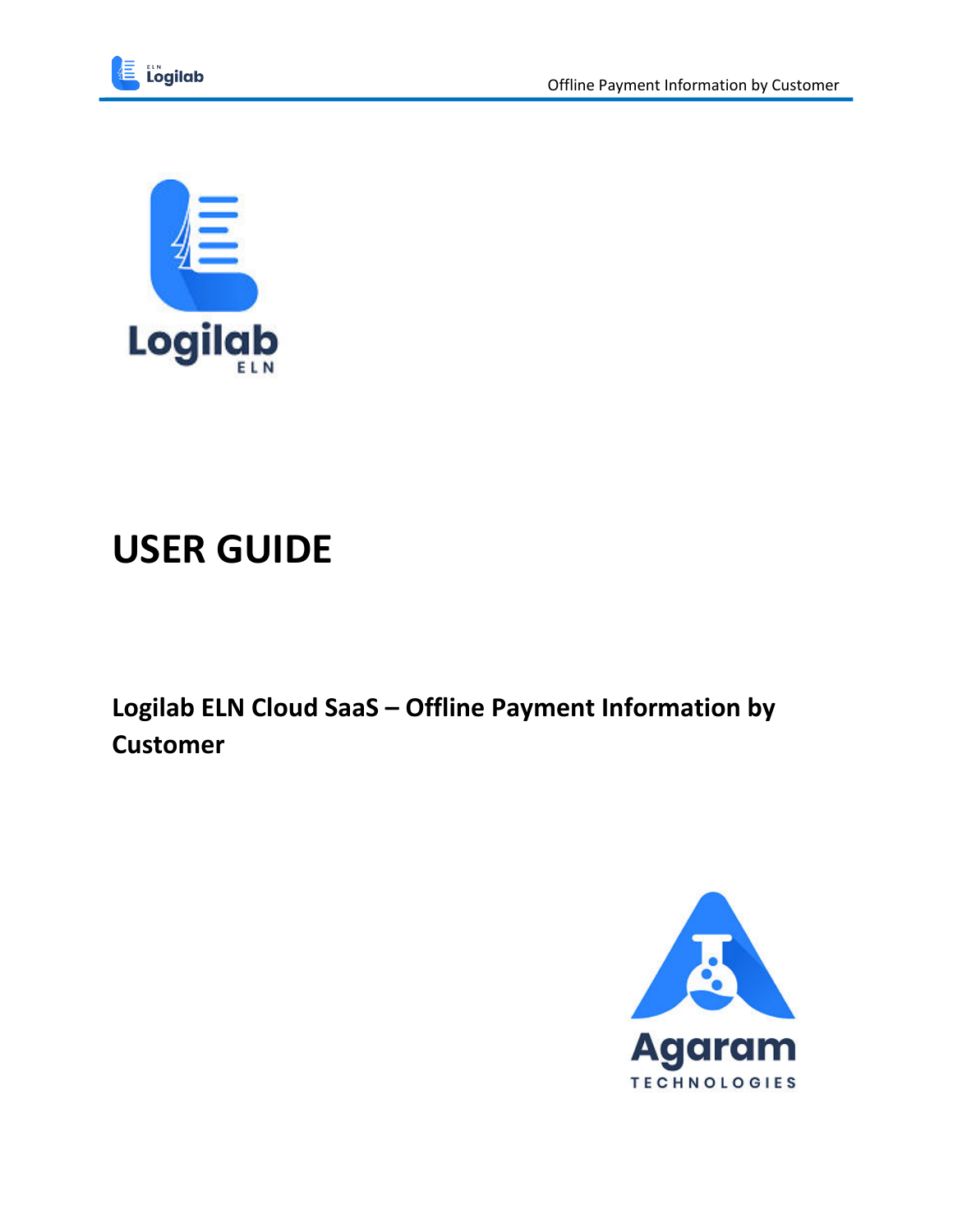# USER GUIDE

## Logilab ELN Cloud SaaS – Offline Payment Information by Customer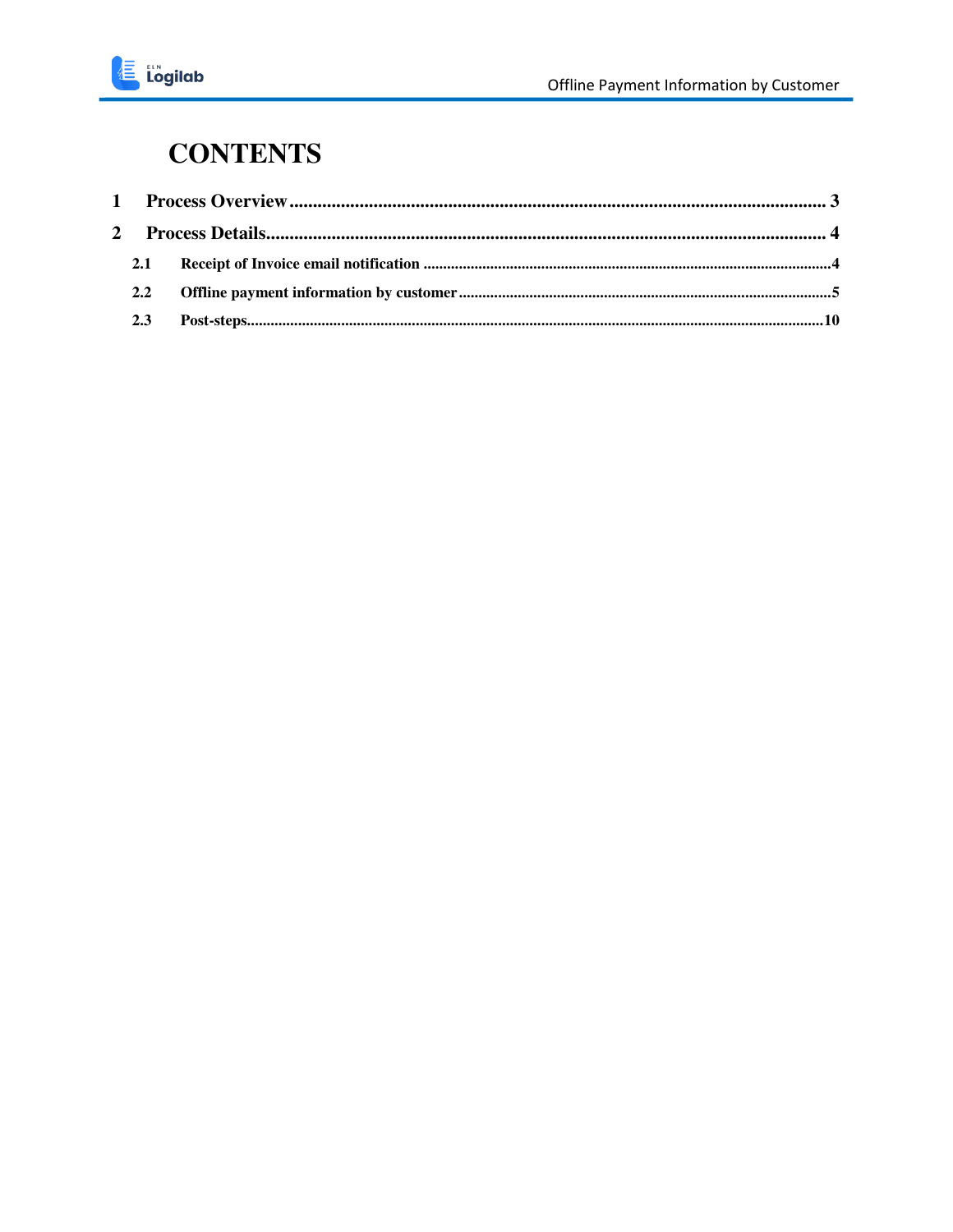# CONTENTS

1 Process Overview ........................................................................................................... 3

2 Process Details................................................................................................................. 4

2.1 Receipt of Invoice email notification ..........................................................................................4

2.2 Offline payment information by customer..................................................................................5

2.3 Post-steps....................................................................................................................................10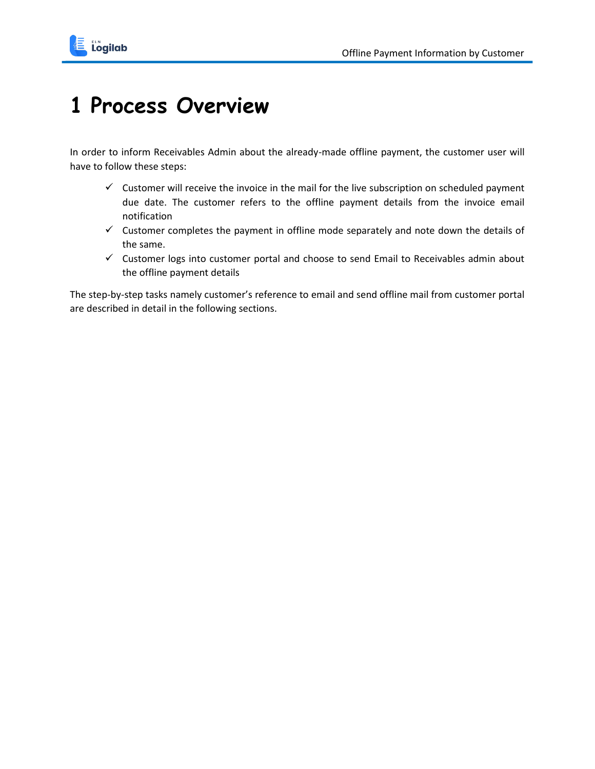# 1 Process Overview

In order to inform Receivables Admin about the already-made offline payment, the customer user will have to follow these steps:

- ✓ Customer will receive the invoice in the mail for the live subscription on scheduled payment due date. The customer refers to the offline payment details from the invoice email notification
- ✓ Customer completes the payment in offline mode separately and note down the details of the same.
- ✓ Customer logs into customer portal and choose to send Email to Receivables admin about the offline payment details

The step-by-step tasks namely customer's reference to email and send offline mail from customer portal are described in detail in the following sections.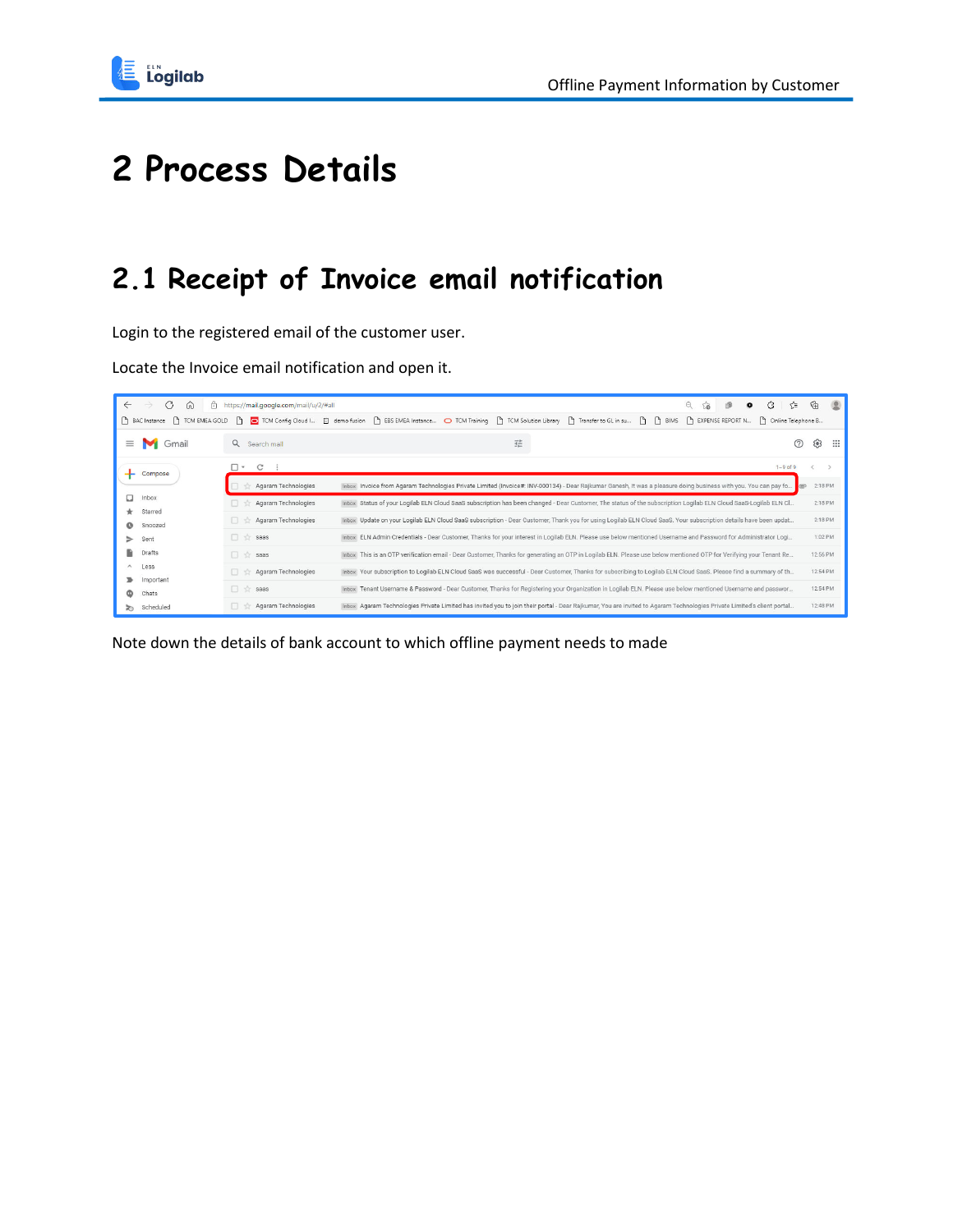# 2 Process Details

## 2.1 Receipt of Invoice email notification

Login to the registered email of the customer user.

Locate the Invoice email notification and open it.

Note down the details of bank account to which offline payment needs to made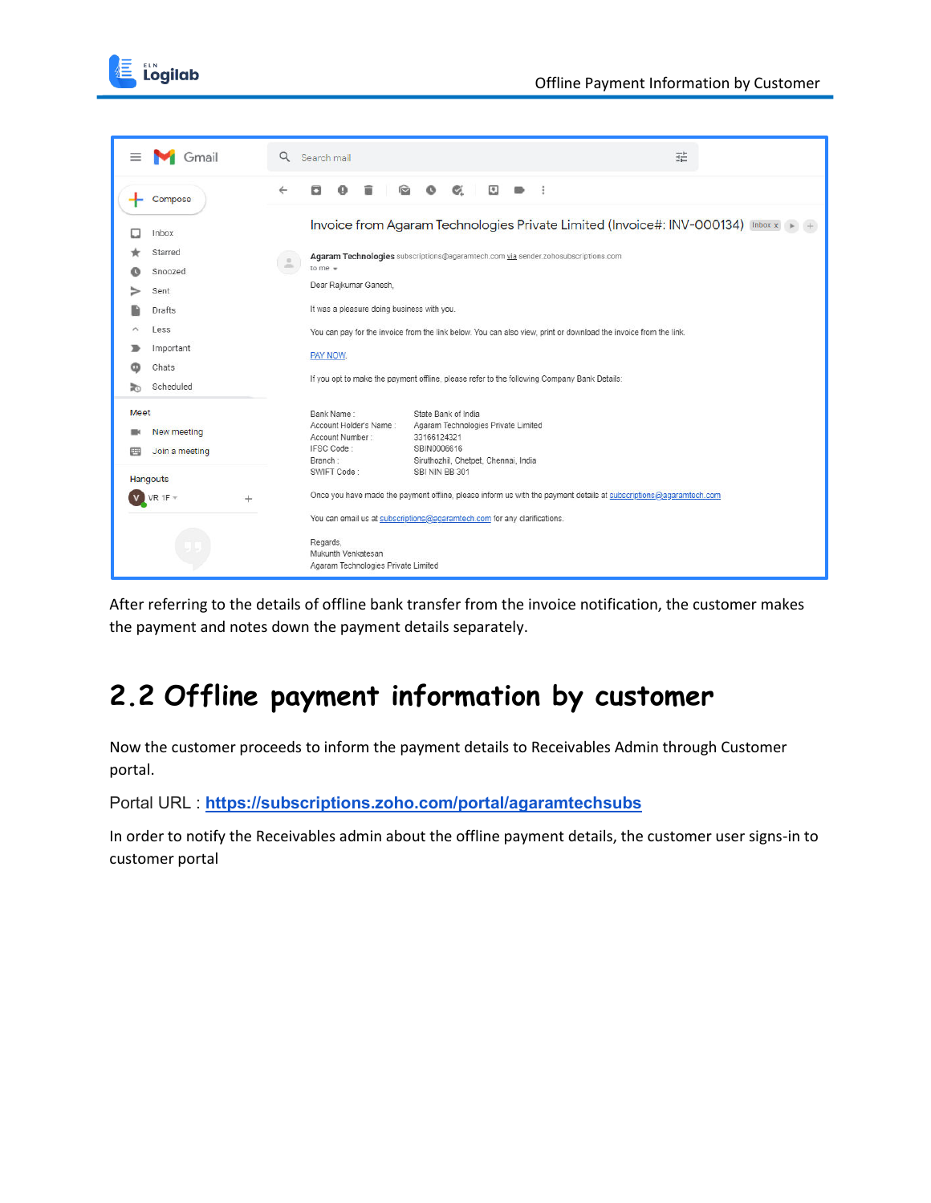After referring to the details of offline bank transfer from the invoice notification, the customer makes the payment and notes down the payment details separately.

## 2.2 Offline payment information by customer

Now the customer proceeds to inform the payment details to Receivables Admin through Customer portal.

Portal URL : **https://subscriptions.zoho.com/portal/agaramtechsubs**

In order to notify the Receivables admin about the offline payment details, the customer user signs-in to customer portal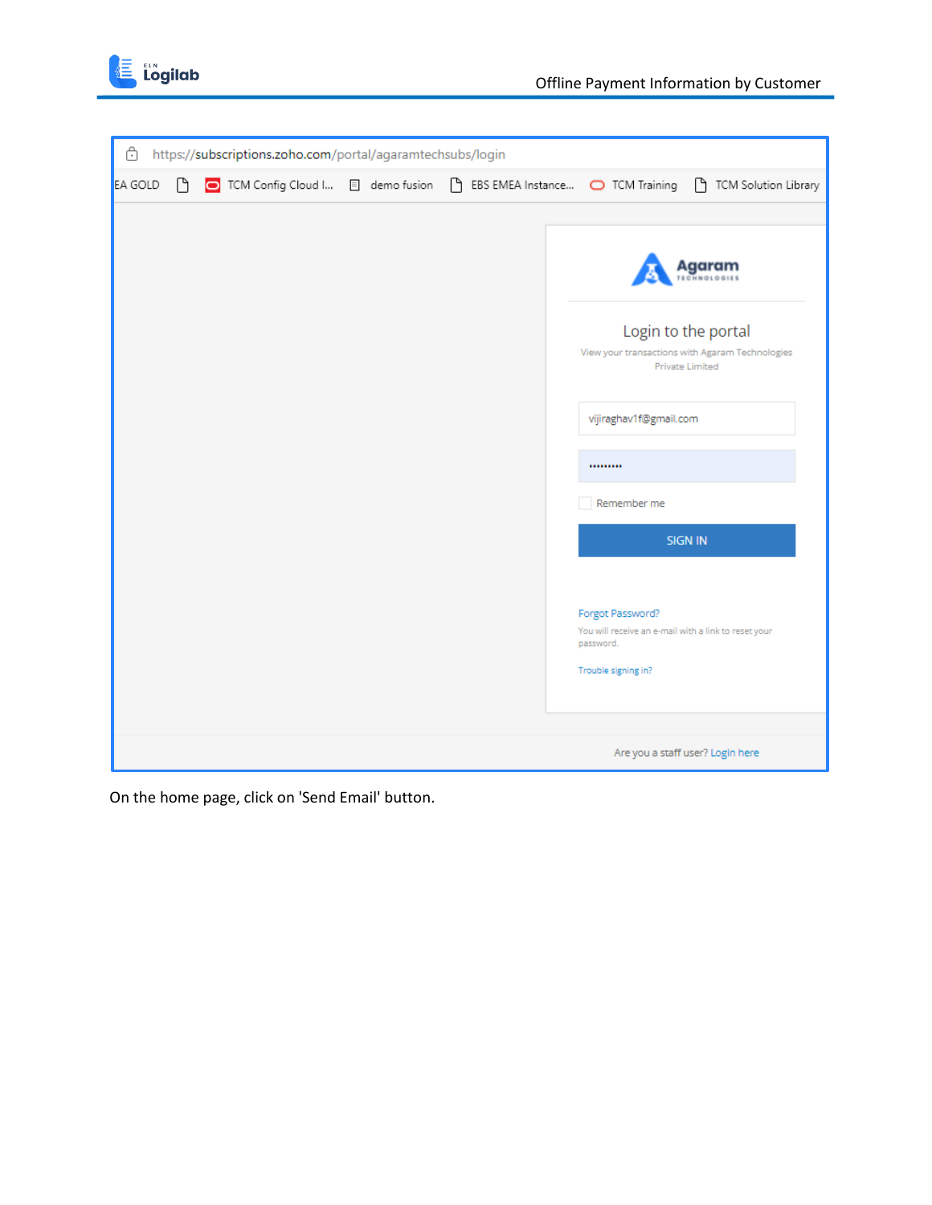https://subscriptions.zoho.com/portal/agaramtechsubs/login

Agaram Technologies

Login to the portal

View your transactions with Agaram Technologies Private Limited

vijiraghav1f@gmail.com

Remember me

SIGN IN

Forgot Password?

You will receive an e-mail with a link to reset your password.

Trouble signing in?

Are you a staff user? Login here

On the home page, click on 'Send Email' button.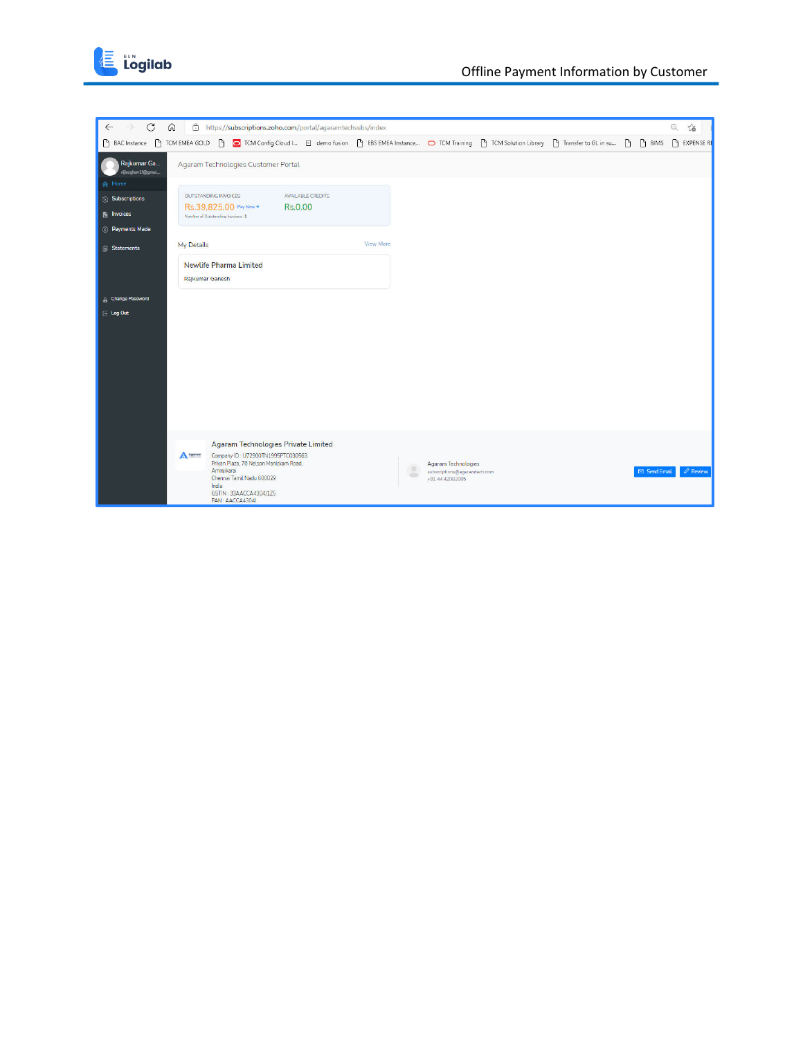https://subscriptions.zoho.com/portal/agaramtechsubs/index

BAC Instance | TCM EMEA GOLD | TCM Config Cloud I... | demo fusion | EBS EMEA Instance... | TCM Training | TCM Solution Library | Transfer to GL in su... | BIMS | EXPENSE RE

Rajkumar Ga...

- Home
- Subscriptions
- Invoices
- Payments Made
- Statements
- Change Password
- Log Out

Agaram Technologies Customer Portal

OUTSTANDING INVOICES
Rs.39,825.00 Pay Now →
Number of Outstanding Invoices : 1

AVAILABLE CREDITS
Rs.0.00

My Details | View More

Newlife Pharma Limited
Rajkumar Ganesh

Agaram Technologies Private Limited
Company ID : U72900TN1995PTC030563
Priyan Plaza, 78 Nelson Manickam Road,
Aminjikarai
Chennai Tamil Nadu 600029
India
GSTIN : 33AACCA4304J1Z5
PAN : AACCA4304J

Agaram Technologies
subscriptions@agaramtech.com
+91 44 42082005

Send Email | Review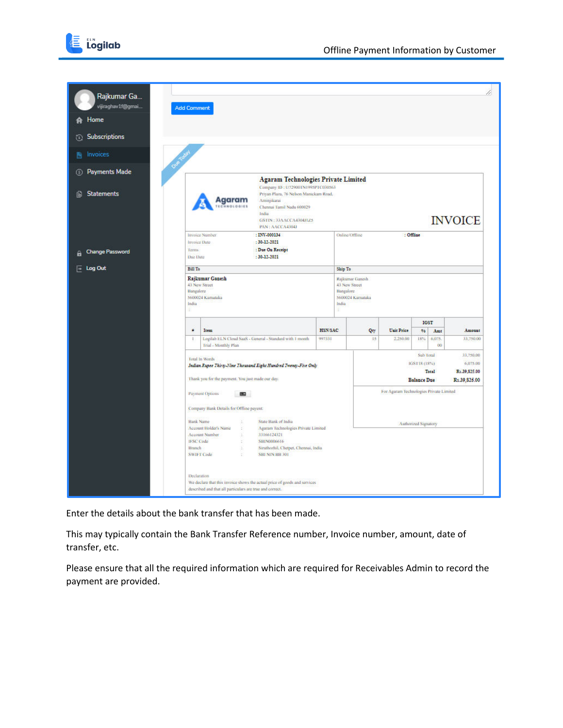Enter the details about the bank transfer that has been made.

This may typically contain the Bank Transfer Reference number, Invoice number, amount, date of transfer, etc.

Please ensure that all the required information which are required for Receivables Admin to record the payment are provided.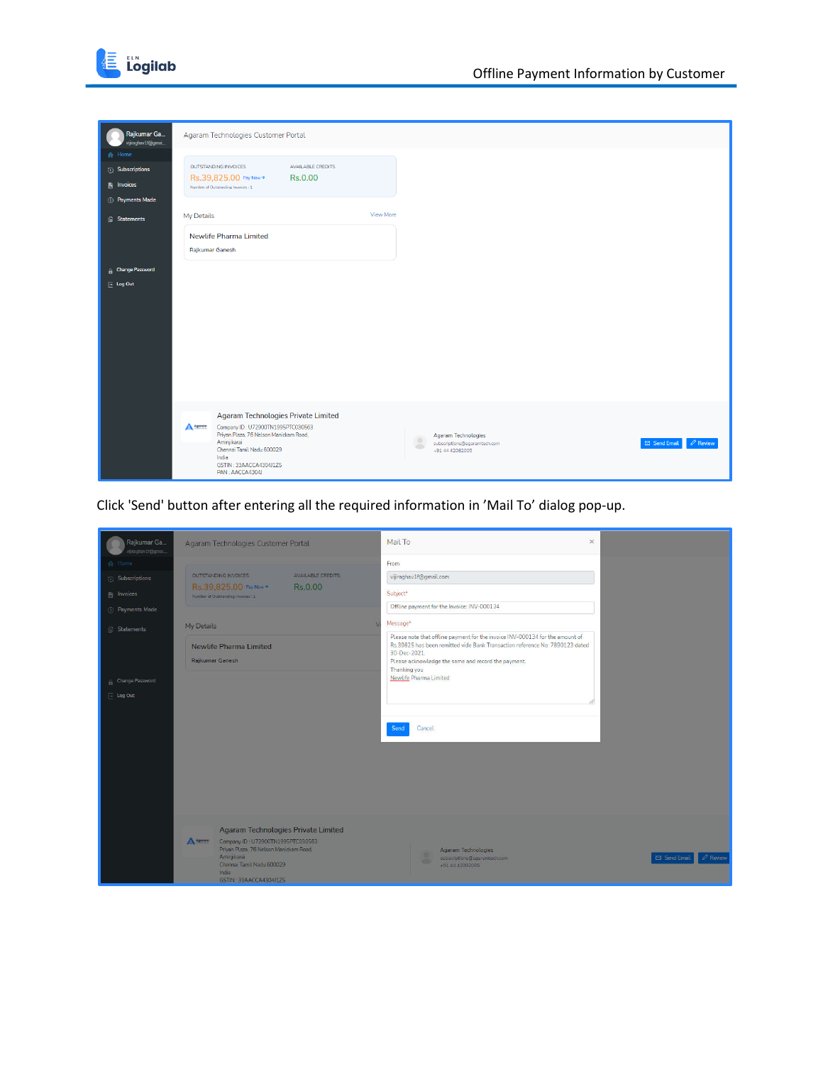Click 'Send' button after entering all the required information in 'Mail To' dialog pop-up.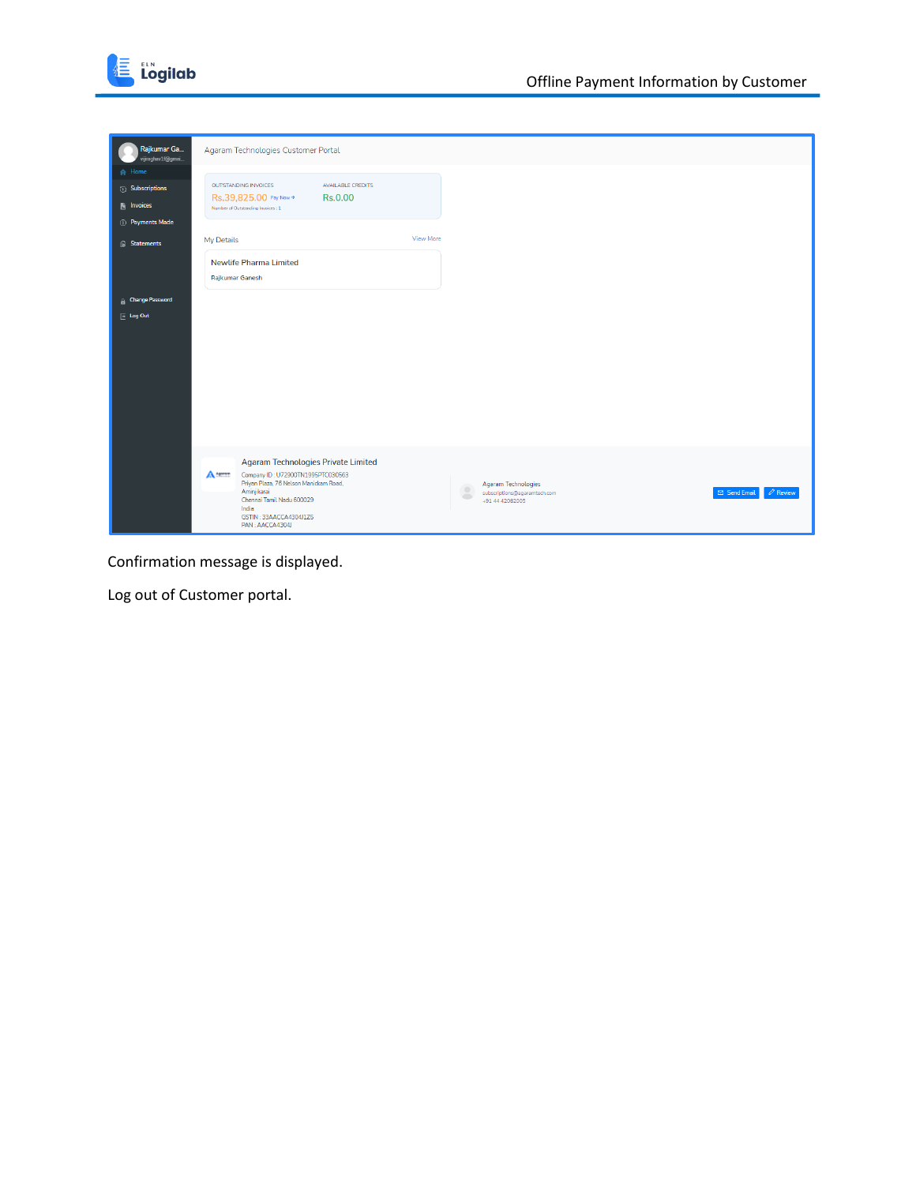Confirmation message is displayed.

Log out of Customer portal.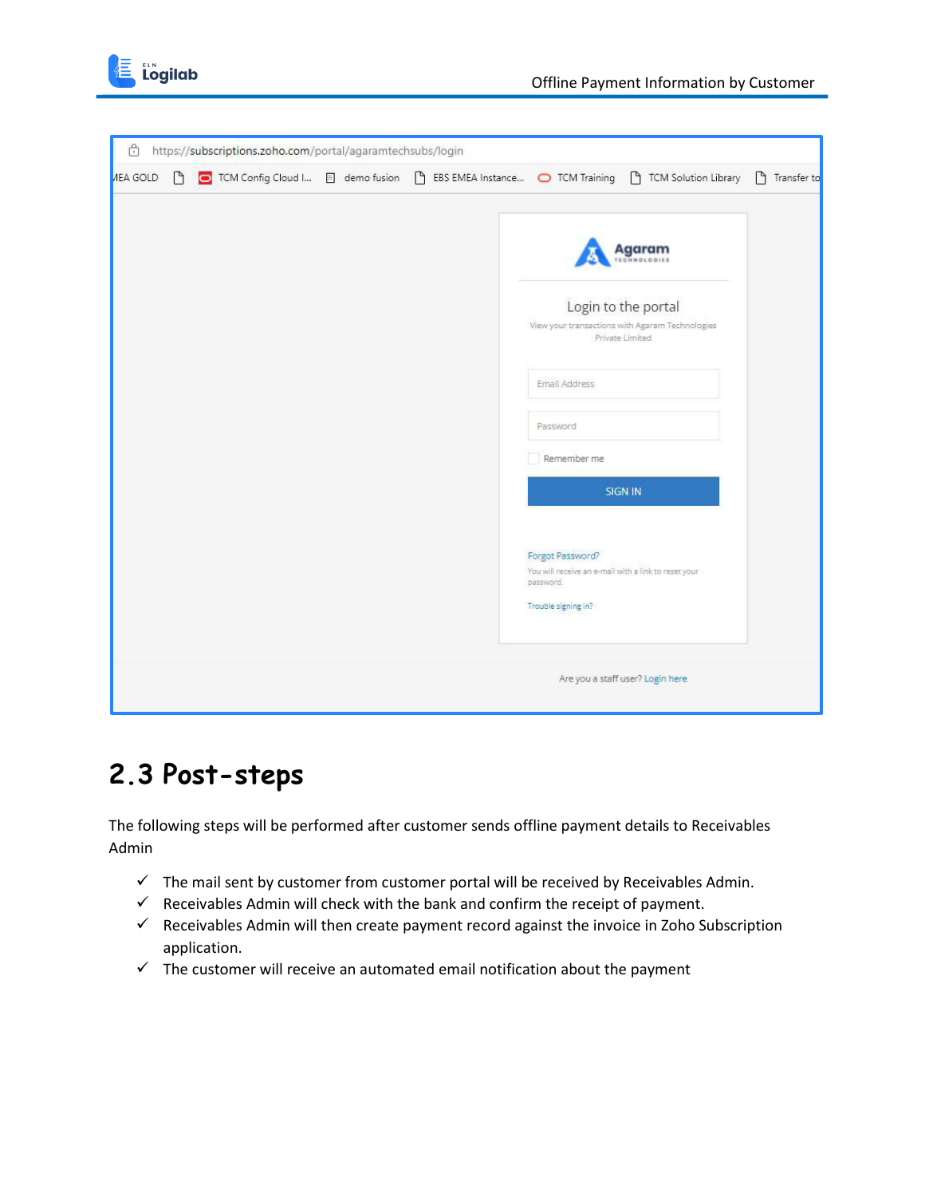## 2.3 Post-steps

The following steps will be performed after customer sends offline payment details to Receivables Admin

- ✓ The mail sent by customer from customer portal will be received by Receivables Admin.
- ✓ Receivables Admin will check with the bank and confirm the receipt of payment.
- ✓ Receivables Admin will then create payment record against the invoice in Zoho Subscription application.
- ✓ The customer will receive an automated email notification about the payment